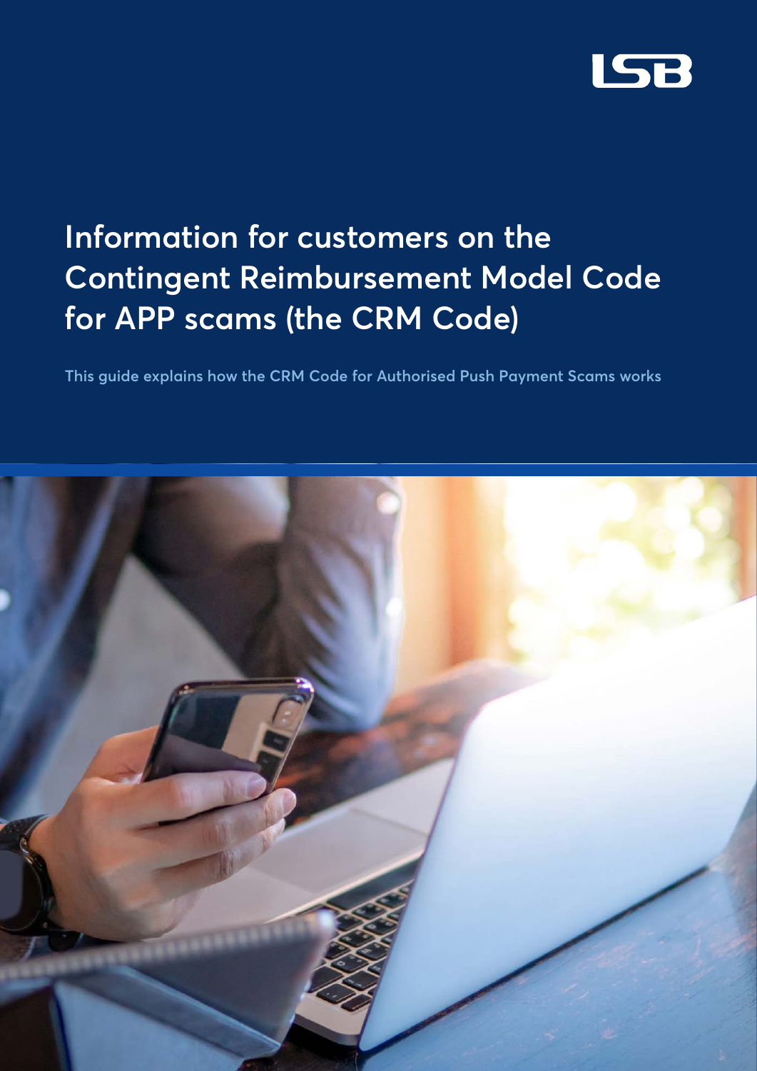LSB

# Information for customers on the Contingent Reimbursement Model Code for APP scams (the CRM Code)

**This guide explains how the CRM Code for Authorised Push Payment Scams works**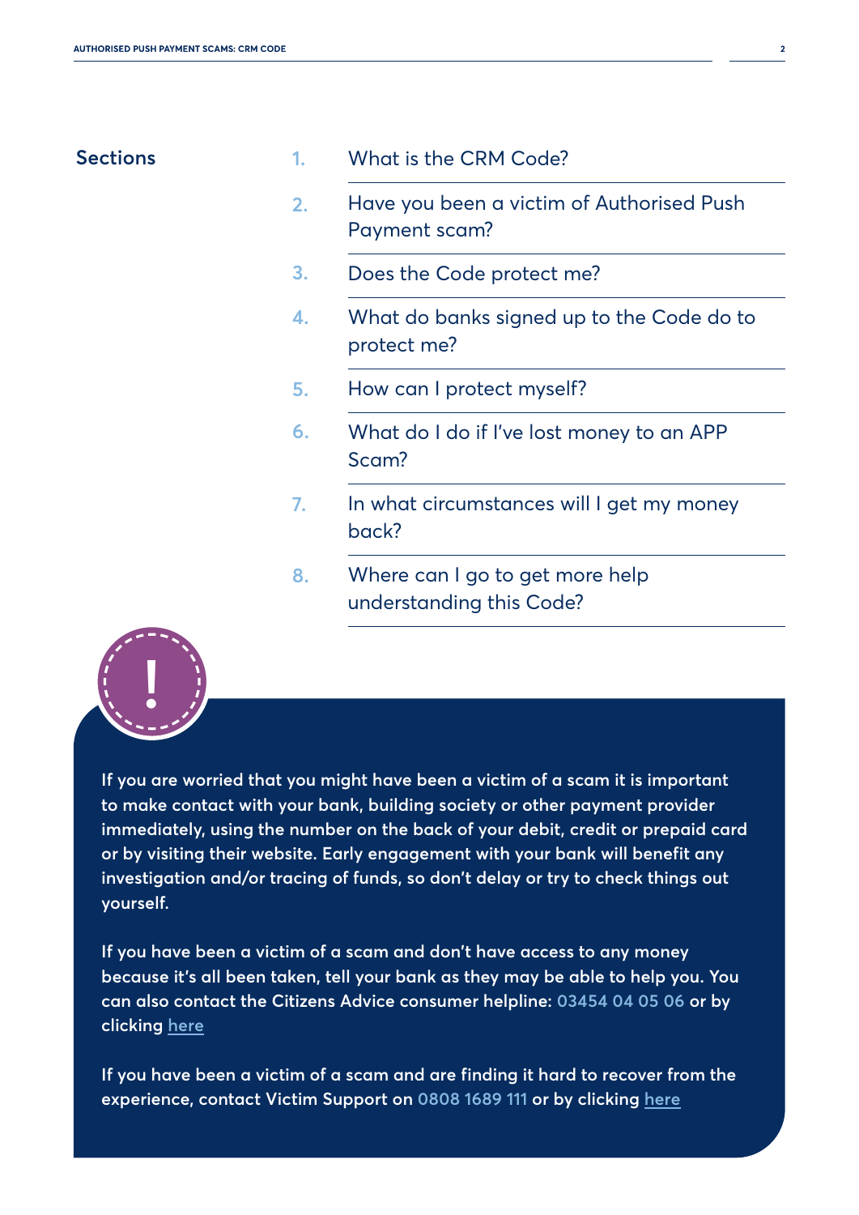## Sections

1. What is the CRM Code?
2. Have you been a victim of Authorised Push Payment scam?
3. Does the Code protect me?
4. What do banks signed up to the Code do to protect me?
5. How can I protect myself?
6. What do I do if I've lost money to an APP Scam?
7. In what circumstances will I get my money back?
8. Where can I go to get more help understanding this Code?

**If you are worried that you might have been a victim of a scam it is important to make contact with your bank, building society or other payment provider immediately, using the number on the back of your debit, credit or prepaid card or by visiting their website. Early engagement with your bank will benefit any investigation and/or tracing of funds, so don't delay or try to check things out yourself.**

**If you have been a victim of a scam and don't have access to any money because it's all been taken, tell your bank as they may be able to help you. You can also contact the Citizens Advice consumer helpline: 03454 04 05 06 or by clicking here**

**If you have been a victim of a scam and are finding it hard to recover from the experience, contact Victim Support on 0808 1689 111 or by clicking here**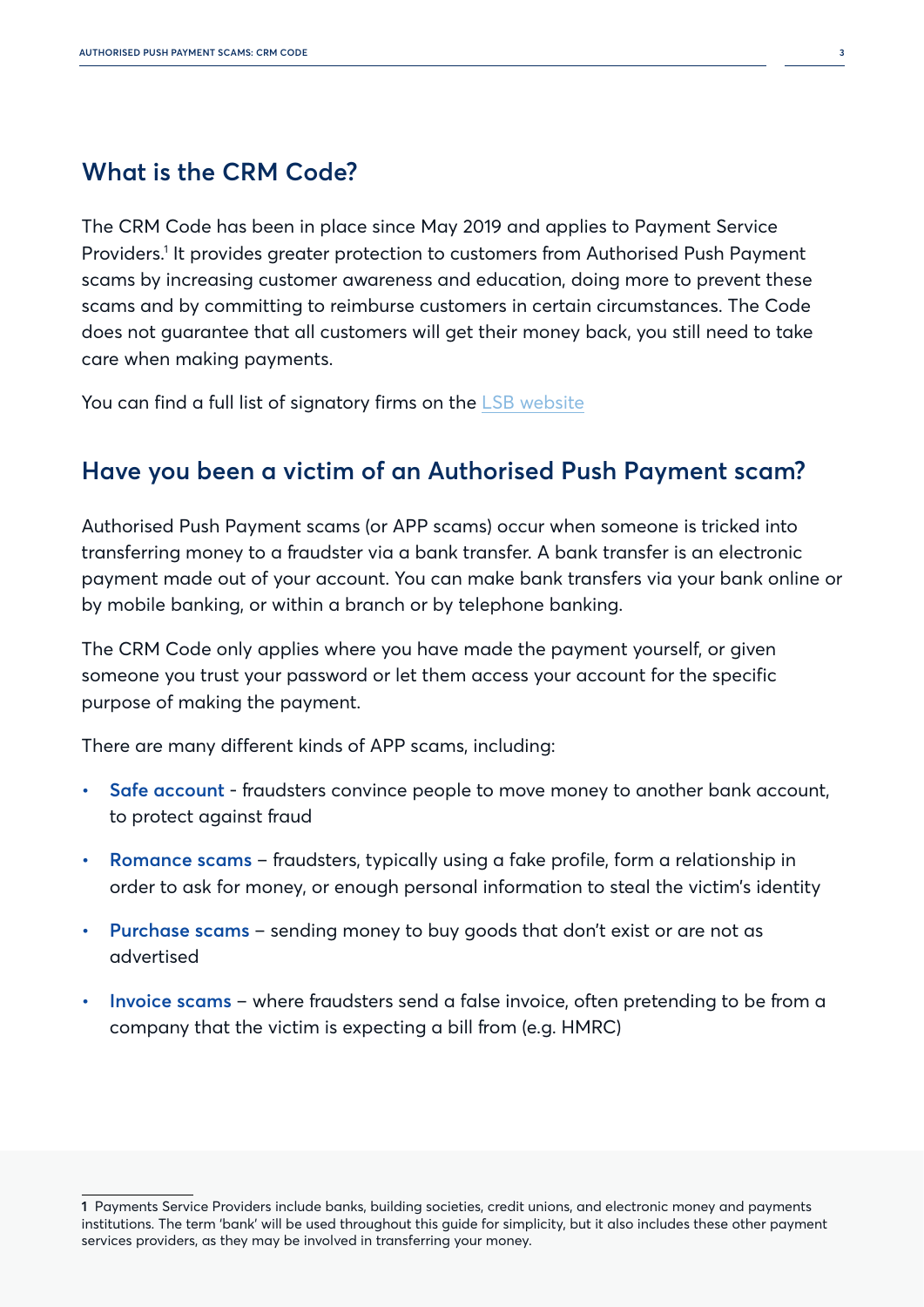## What is the CRM Code?

The CRM Code has been in place since May 2019 and applies to Payment Service Providers.[1] It provides greater protection to customers from Authorised Push Payment scams by increasing customer awareness and education, doing more to prevent these scams and by committing to reimburse customers in certain circumstances. The Code does not guarantee that all customers will get their money back, you still need to take care when making payments.

You can find a full list of signatory firms on the [LSB website]

## Have you been a victim of an Authorised Push Payment scam?

Authorised Push Payment scams (or APP scams) occur when someone is tricked into transferring money to a fraudster via a bank transfer. A bank transfer is an electronic payment made out of your account. You can make bank transfers via your bank online or by mobile banking, or within a branch or by telephone banking.

The CRM Code only applies where you have made the payment yourself, or given someone you trust your password or let them access your account for the specific purpose of making the payment.

There are many different kinds of APP scams, including:

- **Safe account** - fraudsters convince people to move money to another bank account, to protect against fraud
- **Romance scams** – fraudsters, typically using a fake profile, form a relationship in order to ask for money, or enough personal information to steal the victim's identity
- **Purchase scams** – sending money to buy goods that don't exist or are not as advertised
- **Invoice scams** – where fraudsters send a false invoice, often pretending to be from a company that the victim is expecting a bill from (e.g. HMRC)

---

**1** Payments Service Providers include banks, building societies, credit unions, and electronic money and payments institutions. The term 'bank' will be used throughout this guide for simplicity, but it also includes these other payment services providers, as they may be involved in transferring your money.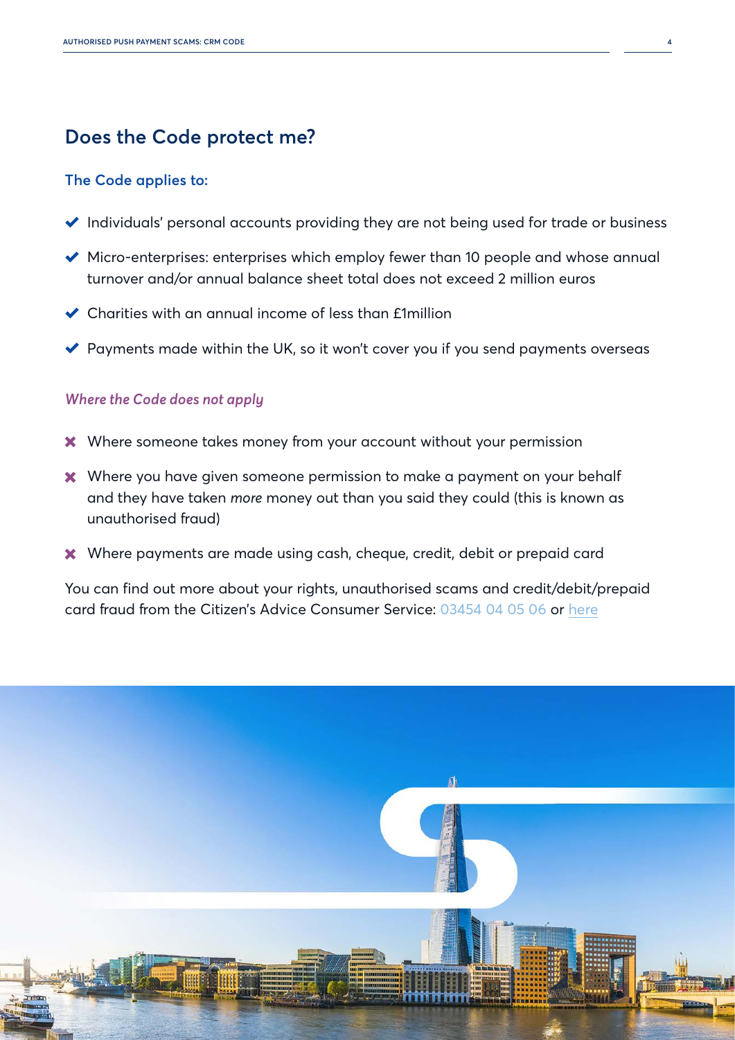## Does the Code protect me?

### The Code applies to:

- ✔ Individuals' personal accounts providing they are not being used for trade or business
- ✔ Micro-enterprises: enterprises which employ fewer than 10 people and whose annual turnover and/or annual balance sheet total does not exceed 2 million euros
- ✔ Charities with an annual income of less than £1million
- ✔ Payments made within the UK, so it won't cover you if you send payments overseas

### *Where the Code does not apply*

- ✖ Where someone takes money from your account without your permission
- ✖ Where you have given someone permission to make a payment on your behalf and they have taken *more* money out than you said they could (this is known as unauthorised fraud)
- ✖ Where payments are made using cash, cheque, credit, debit or prepaid card

You can find out more about your rights, unauthorised scams and credit/debit/prepaid card fraud from the Citizen's Advice Consumer Service: 03454 04 05 06 or here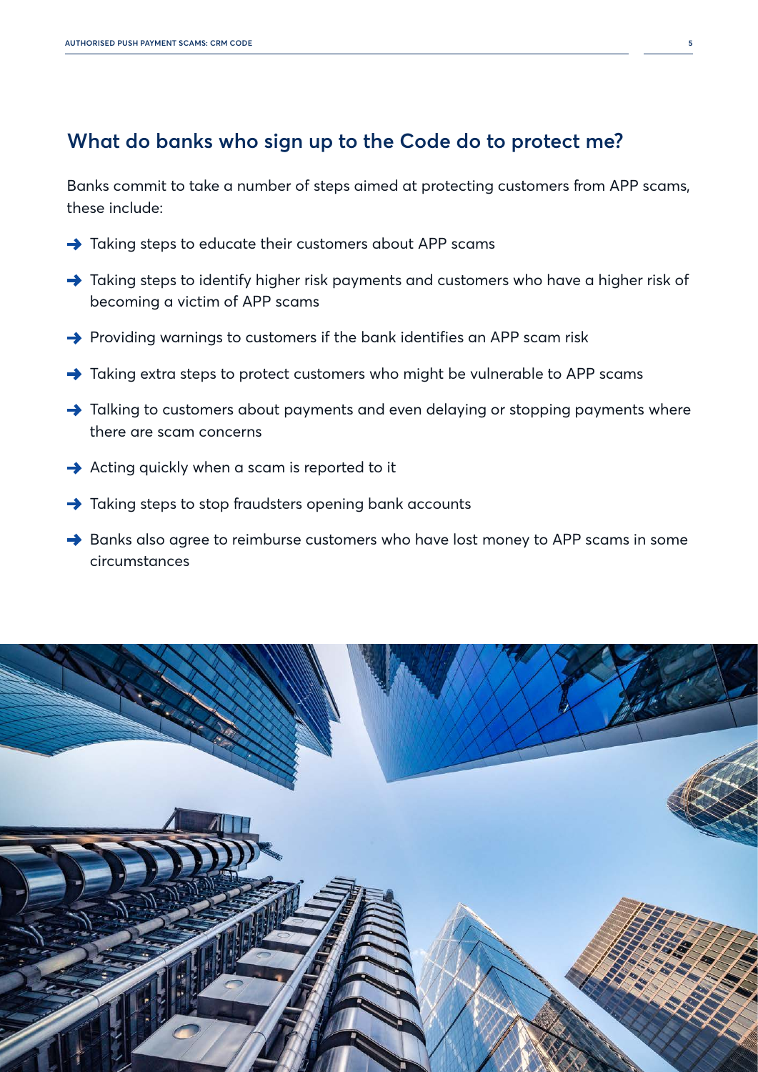## What do banks who sign up to the Code do to protect me?

Banks commit to take a number of steps aimed at protecting customers from APP scams, these include:

- Taking steps to educate their customers about APP scams
- Taking steps to identify higher risk payments and customers who have a higher risk of becoming a victim of APP scams
- Providing warnings to customers if the bank identifies an APP scam risk
- Taking extra steps to protect customers who might be vulnerable to APP scams
- Talking to customers about payments and even delaying or stopping payments where there are scam concerns
- Acting quickly when a scam is reported to it
- Taking steps to stop fraudsters opening bank accounts
- Banks also agree to reimburse customers who have lost money to APP scams in some circumstances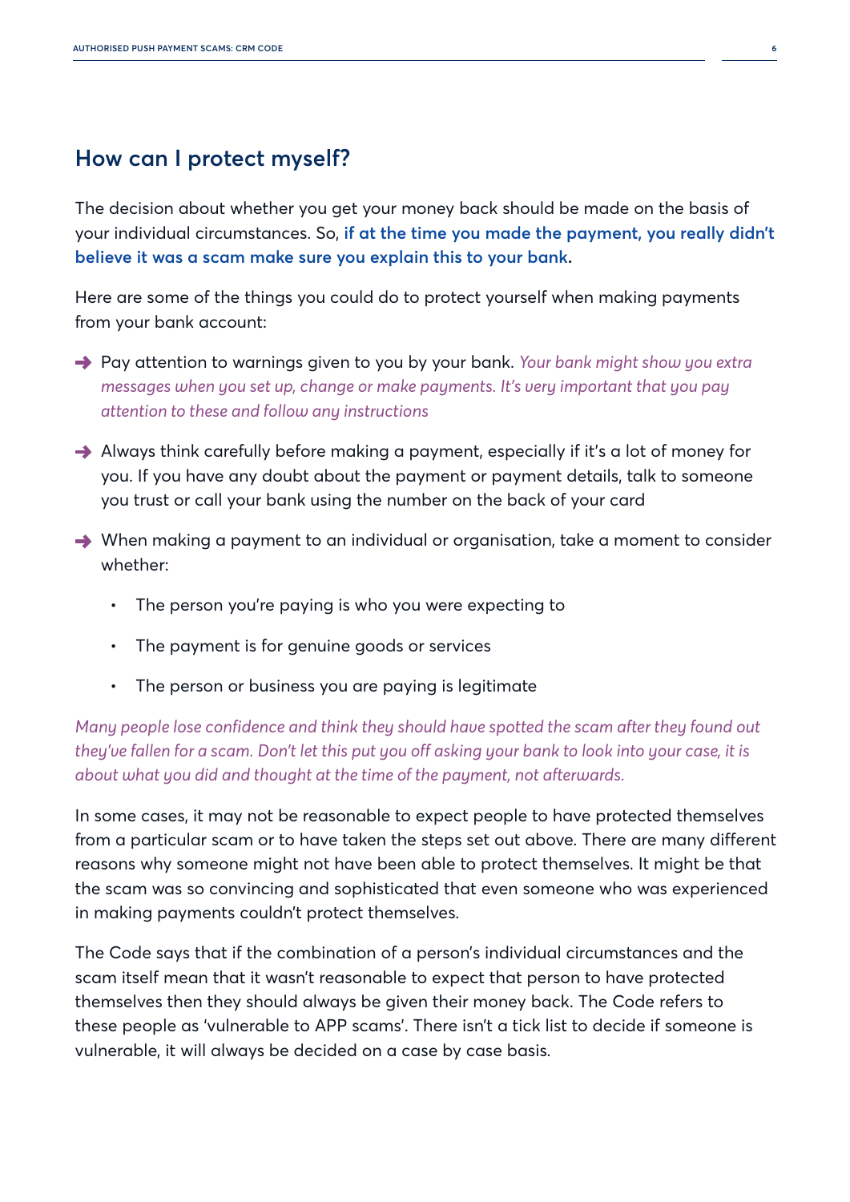## How can I protect myself?

The decision about whether you get your money back should be made on the basis of your individual circumstances. So, **if at the time you made the payment, you really didn't believe it was a scam make sure you explain this to your bank.**

Here are some of the things you could do to protect yourself when making payments from your bank account:

- Pay attention to warnings given to you by your bank. *Your bank might show you extra messages when you set up, change or make payments. It's very important that you pay attention to these and follow any instructions*
- Always think carefully before making a payment, especially if it's a lot of money for you. If you have any doubt about the payment or payment details, talk to someone you trust or call your bank using the number on the back of your card
- When making a payment to an individual or organisation, take a moment to consider whether:
  - The person you're paying is who you were expecting to
  - The payment is for genuine goods or services
  - The person or business you are paying is legitimate

*Many people lose confidence and think they should have spotted the scam after they found out they've fallen for a scam. Don't let this put you off asking your bank to look into your case, it is about what you did and thought at the time of the payment, not afterwards.*

In some cases, it may not be reasonable to expect people to have protected themselves from a particular scam or to have taken the steps set out above. There are many different reasons why someone might not have been able to protect themselves. It might be that the scam was so convincing and sophisticated that even someone who was experienced in making payments couldn't protect themselves.

The Code says that if the combination of a person's individual circumstances and the scam itself mean that it wasn't reasonable to expect that person to have protected themselves then they should always be given their money back. The Code refers to these people as 'vulnerable to APP scams'. There isn't a tick list to decide if someone is vulnerable, it will always be decided on a case by case basis.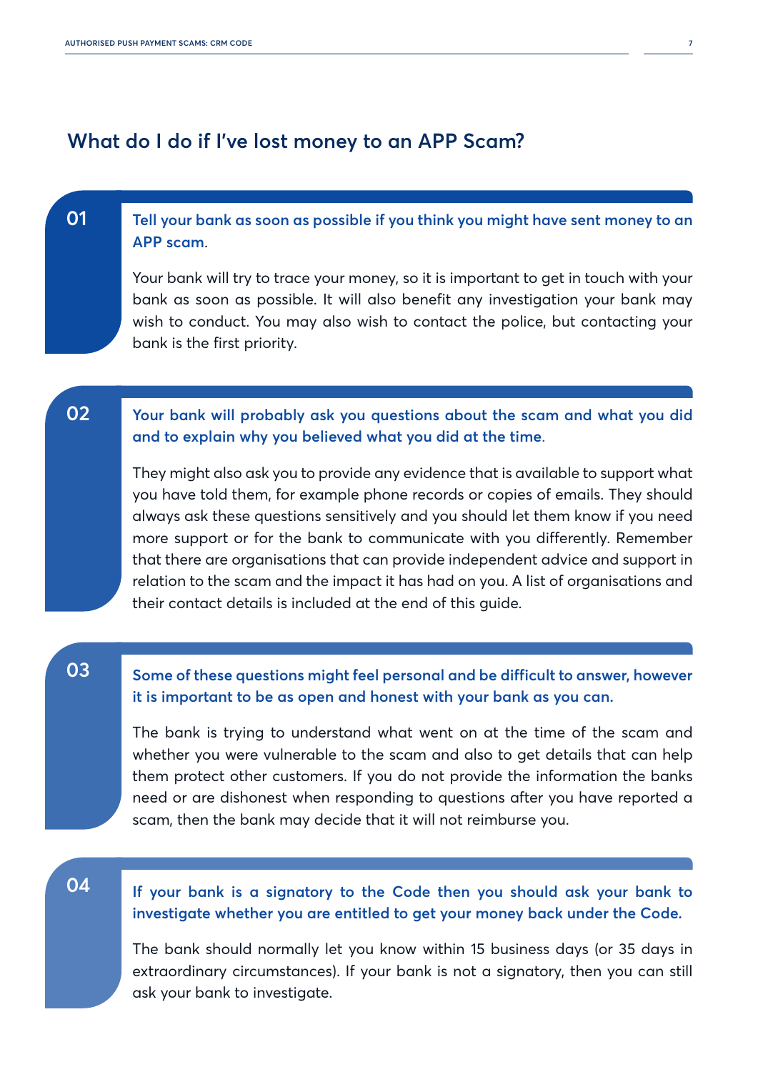## What do I do if I've lost money to an APP Scam?

**01**

**Tell your bank as soon as possible if you think you might have sent money to an APP scam.**

Your bank will try to trace your money, so it is important to get in touch with your bank as soon as possible. It will also benefit any investigation your bank may wish to conduct. You may also wish to contact the police, but contacting your bank is the first priority.

**02**

**Your bank will probably ask you questions about the scam and what you did and to explain why you believed what you did at the time.**

They might also ask you to provide any evidence that is available to support what you have told them, for example phone records or copies of emails. They should always ask these questions sensitively and you should let them know if you need more support or for the bank to communicate with you differently. Remember that there are organisations that can provide independent advice and support in relation to the scam and the impact it has had on you. A list of organisations and their contact details is included at the end of this guide.

**03**

**Some of these questions might feel personal and be difficult to answer, however it is important to be as open and honest with your bank as you can.**

The bank is trying to understand what went on at the time of the scam and whether you were vulnerable to the scam and also to get details that can help them protect other customers. If you do not provide the information the banks need or are dishonest when responding to questions after you have reported a scam, then the bank may decide that it will not reimburse you.

**04**

**If your bank is a signatory to the Code then you should ask your bank to investigate whether you are entitled to get your money back under the Code.**

The bank should normally let you know within 15 business days (or 35 days in extraordinary circumstances). If your bank is not a signatory, then you can still ask your bank to investigate.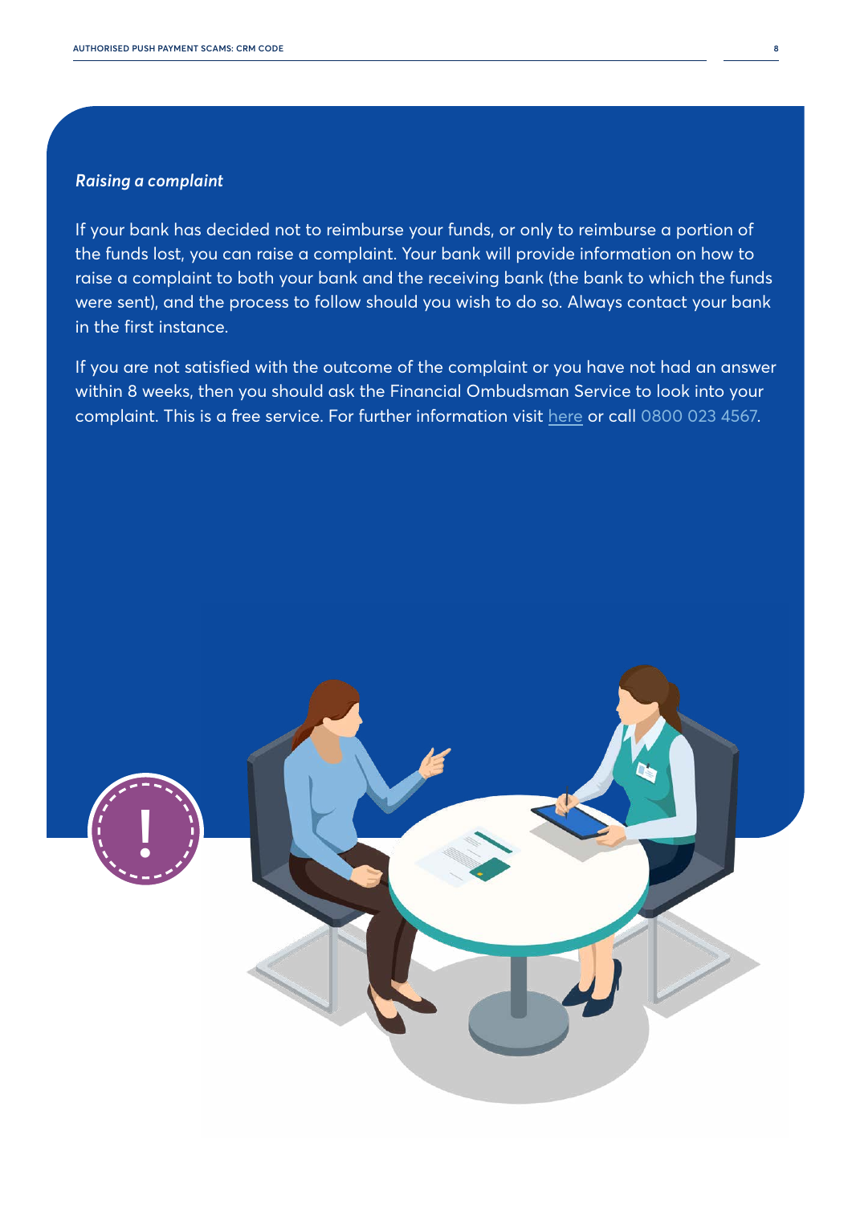***Raising a complaint***

If your bank has decided not to reimburse your funds, or only to reimburse a portion of the funds lost, you can raise a complaint. Your bank will provide information on how to raise a complaint to both your bank and the receiving bank (the bank to which the funds were sent), and the process to follow should you wish to do so. Always contact your bank in the first instance.

If you are not satisfied with the outcome of the complaint or you have not had an answer within 8 weeks, then you should ask the Financial Ombudsman Service to look into your complaint. This is a free service. For further information visit here or call 0800 023 4567.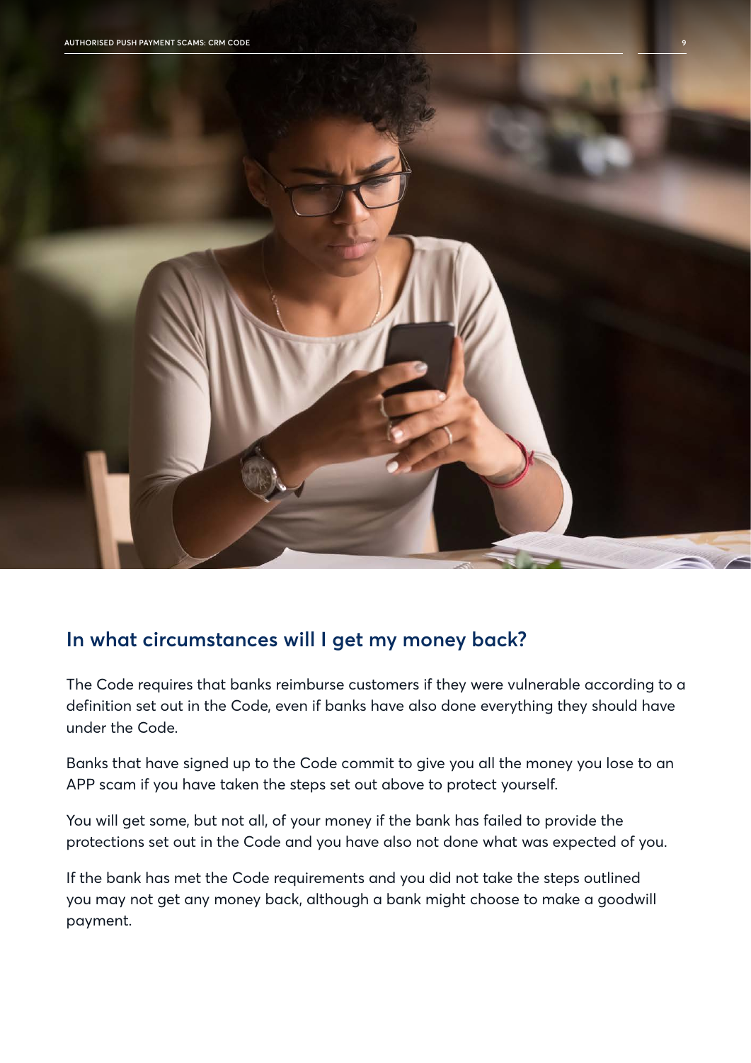## In what circumstances will I get my money back?

The Code requires that banks reimburse customers if they were vulnerable according to a definition set out in the Code, even if banks have also done everything they should have under the Code.

Banks that have signed up to the Code commit to give you all the money you lose to an APP scam if you have taken the steps set out above to protect yourself.

You will get some, but not all, of your money if the bank has failed to provide the protections set out in the Code and you have also not done what was expected of you.

If the bank has met the Code requirements and you did not take the steps outlined you may not get any money back, although a bank might choose to make a goodwill payment.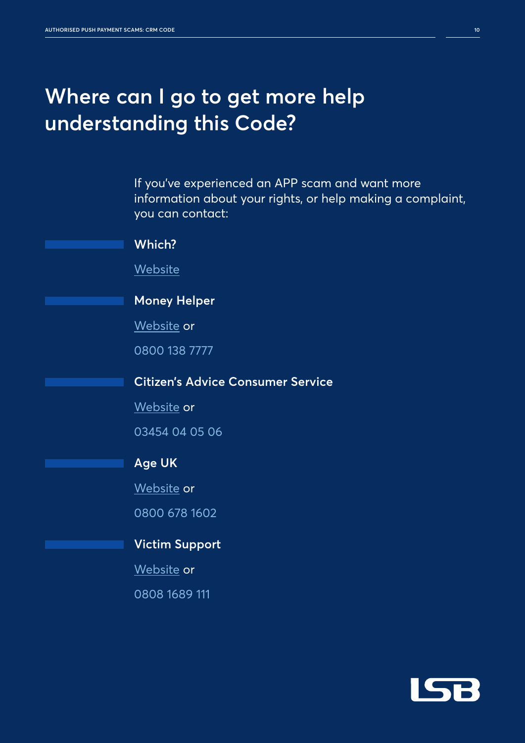# Where can I go to get more help understanding this Code?

If you've experienced an APP scam and want more information about your rights, or help making a complaint, you can contact:

**Which?**

Website

**Money Helper**

Website or

0800 138 7777

**Citizen's Advice Consumer Service**

Website or

03454 04 05 06

**Age UK**

Website or

0800 678 1602

**Victim Support**

Website or

0808 1689 111